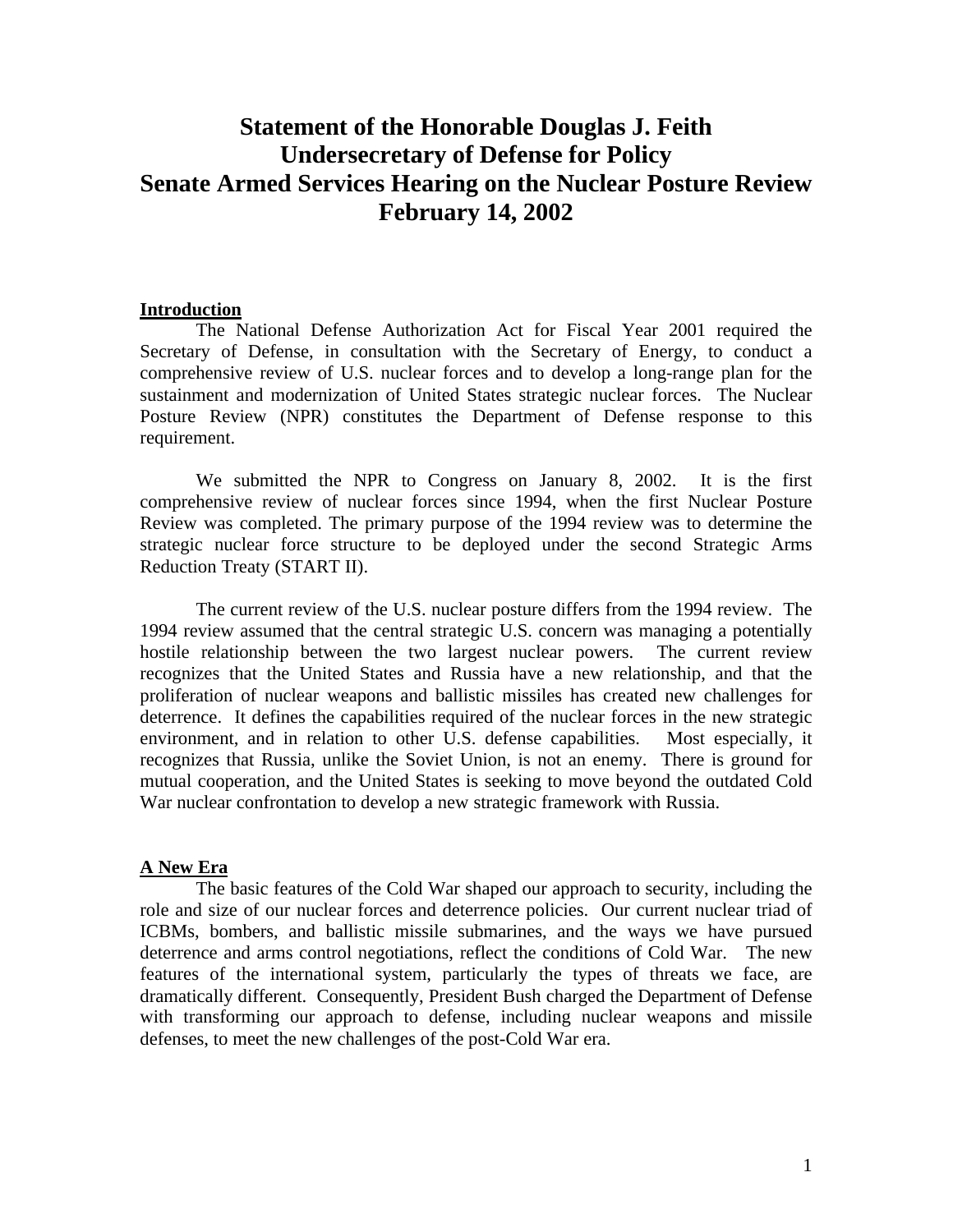# Statement of the Honorable Douglas J. Feith
# Undersecretary of Defense for Policy
# Senate Armed Services Hearing on the Nuclear Posture Review
# February 14, 2002

## Introduction

The National Defense Authorization Act for Fiscal Year 2001 required the Secretary of Defense, in consultation with the Secretary of Energy, to conduct a comprehensive review of U.S. nuclear forces and to develop a long-range plan for the sustainment and modernization of United States strategic nuclear forces. The Nuclear Posture Review (NPR) constitutes the Department of Defense response to this requirement.

We submitted the NPR to Congress on January 8, 2002. It is the first comprehensive review of nuclear forces since 1994, when the first Nuclear Posture Review was completed. The primary purpose of the 1994 review was to determine the strategic nuclear force structure to be deployed under the second Strategic Arms Reduction Treaty (START II).

The current review of the U.S. nuclear posture differs from the 1994 review. The 1994 review assumed that the central strategic U.S. concern was managing a potentially hostile relationship between the two largest nuclear powers. The current review recognizes that the United States and Russia have a new relationship, and that the proliferation of nuclear weapons and ballistic missiles has created new challenges for deterrence. It defines the capabilities required of the nuclear forces in the new strategic environment, and in relation to other U.S. defense capabilities. Most especially, it recognizes that Russia, unlike the Soviet Union, is not an enemy. There is ground for mutual cooperation, and the United States is seeking to move beyond the outdated Cold War nuclear confrontation to develop a new strategic framework with Russia.

## A New Era

The basic features of the Cold War shaped our approach to security, including the role and size of our nuclear forces and deterrence policies. Our current nuclear triad of ICBMs, bombers, and ballistic missile submarines, and the ways we have pursued deterrence and arms control negotiations, reflect the conditions of Cold War. The new features of the international system, particularly the types of threats we face, are dramatically different. Consequently, President Bush charged the Department of Defense with transforming our approach to defense, including nuclear weapons and missile defenses, to meet the new challenges of the post-Cold War era.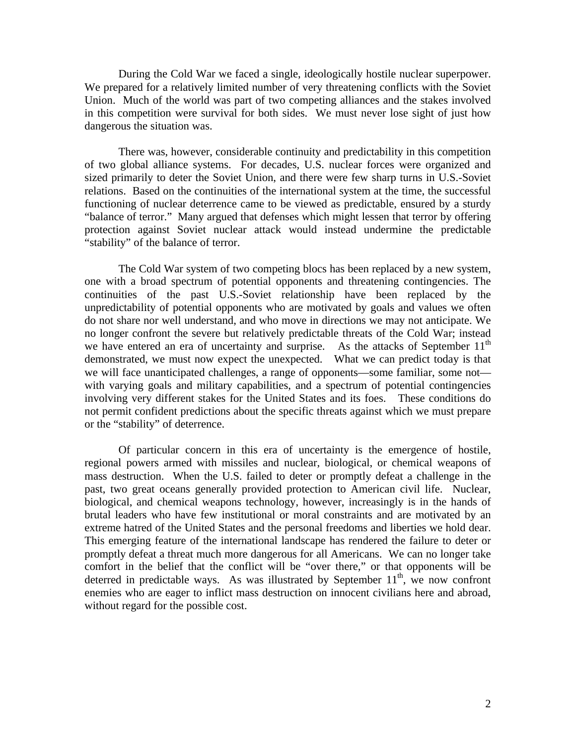During the Cold War we faced a single, ideologically hostile nuclear superpower. We prepared for a relatively limited number of very threatening conflicts with the Soviet Union. Much of the world was part of two competing alliances and the stakes involved in this competition were survival for both sides. We must never lose sight of just how dangerous the situation was.

There was, however, considerable continuity and predictability in this competition of two global alliance systems. For decades, U.S. nuclear forces were organized and sized primarily to deter the Soviet Union, and there were few sharp turns in U.S.-Soviet relations. Based on the continuities of the international system at the time, the successful functioning of nuclear deterrence came to be viewed as predictable, ensured by a sturdy "balance of terror." Many argued that defenses which might lessen that terror by offering protection against Soviet nuclear attack would instead undermine the predictable "stability" of the balance of terror.

The Cold War system of two competing blocs has been replaced by a new system, one with a broad spectrum of potential opponents and threatening contingencies. The continuities of the past U.S.-Soviet relationship have been replaced by the unpredictability of potential opponents who are motivated by goals and values we often do not share nor well understand, and who move in directions we may not anticipate. We no longer confront the severe but relatively predictable threats of the Cold War; instead we have entered an era of uncertainty and surprise. As the attacks of September 11th demonstrated, we must now expect the unexpected. What we can predict today is that we will face unanticipated challenges, a range of opponents—some familiar, some not—with varying goals and military capabilities, and a spectrum of potential contingencies involving very different stakes for the United States and its foes. These conditions do not permit confident predictions about the specific threats against which we must prepare or the "stability" of deterrence.

Of particular concern in this era of uncertainty is the emergence of hostile, regional powers armed with missiles and nuclear, biological, or chemical weapons of mass destruction. When the U.S. failed to deter or promptly defeat a challenge in the past, two great oceans generally provided protection to American civil life. Nuclear, biological, and chemical weapons technology, however, increasingly is in the hands of brutal leaders who have few institutional or moral constraints and are motivated by an extreme hatred of the United States and the personal freedoms and liberties we hold dear. This emerging feature of the international landscape has rendered the failure to deter or promptly defeat a threat much more dangerous for all Americans. We can no longer take comfort in the belief that the conflict will be "over there," or that opponents will be deterred in predictable ways. As was illustrated by September 11th, we now confront enemies who are eager to inflict mass destruction on innocent civilians here and abroad, without regard for the possible cost.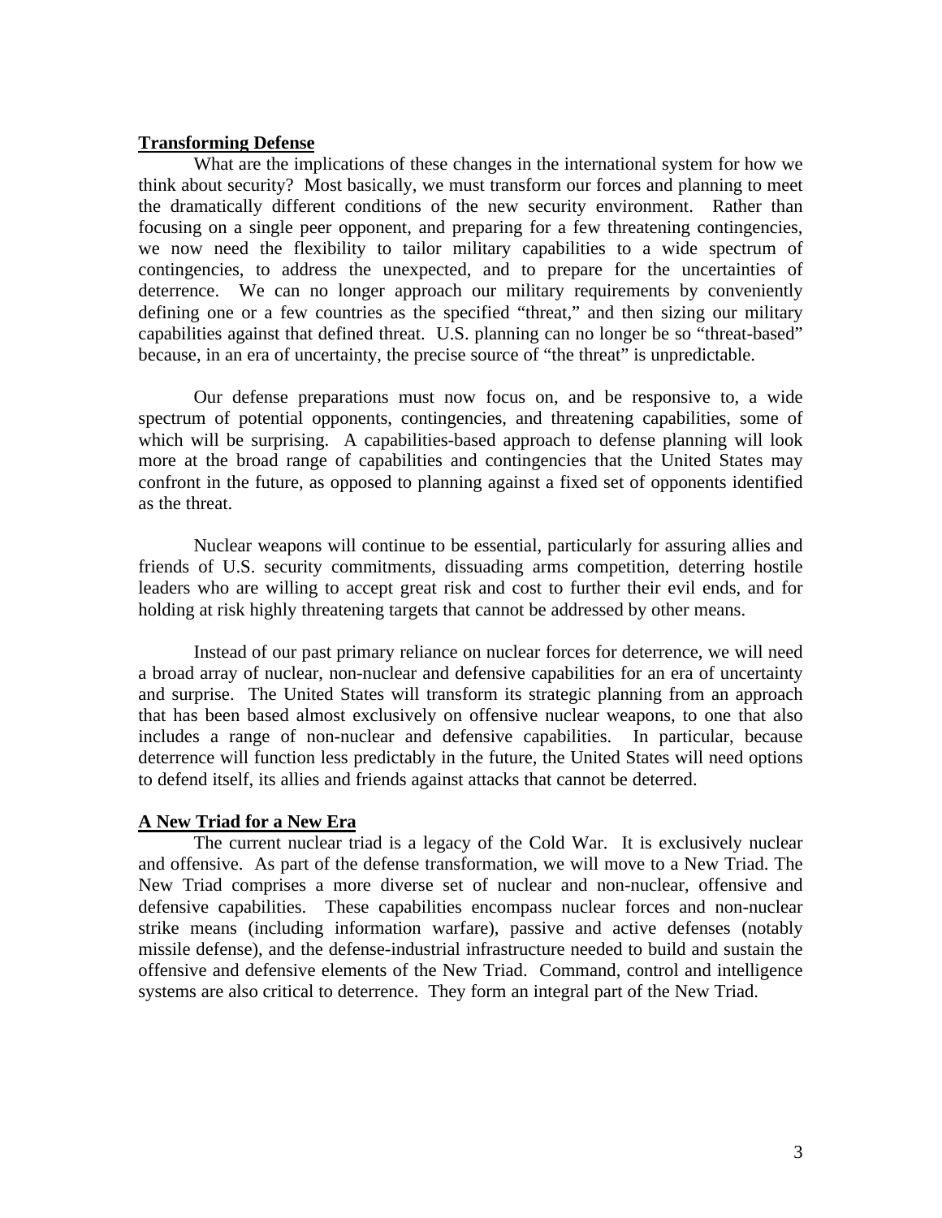## Transforming Defense

What are the implications of these changes in the international system for how we think about security? Most basically, we must transform our forces and planning to meet the dramatically different conditions of the new security environment. Rather than focusing on a single peer opponent, and preparing for a few threatening contingencies, we now need the flexibility to tailor military capabilities to a wide spectrum of contingencies, to address the unexpected, and to prepare for the uncertainties of deterrence. We can no longer approach our military requirements by conveniently defining one or a few countries as the specified "threat," and then sizing our military capabilities against that defined threat. U.S. planning can no longer be so "threat-based" because, in an era of uncertainty, the precise source of "the threat" is unpredictable.

Our defense preparations must now focus on, and be responsive to, a wide spectrum of potential opponents, contingencies, and threatening capabilities, some of which will be surprising. A capabilities-based approach to defense planning will look more at the broad range of capabilities and contingencies that the United States may confront in the future, as opposed to planning against a fixed set of opponents identified as the threat.

Nuclear weapons will continue to be essential, particularly for assuring allies and friends of U.S. security commitments, dissuading arms competition, deterring hostile leaders who are willing to accept great risk and cost to further their evil ends, and for holding at risk highly threatening targets that cannot be addressed by other means.

Instead of our past primary reliance on nuclear forces for deterrence, we will need a broad array of nuclear, non-nuclear and defensive capabilities for an era of uncertainty and surprise. The United States will transform its strategic planning from an approach that has been based almost exclusively on offensive nuclear weapons, to one that also includes a range of non-nuclear and defensive capabilities. In particular, because deterrence will function less predictably in the future, the United States will need options to defend itself, its allies and friends against attacks that cannot be deterred.

## A New Triad for a New Era

The current nuclear triad is a legacy of the Cold War. It is exclusively nuclear and offensive. As part of the defense transformation, we will move to a New Triad. The New Triad comprises a more diverse set of nuclear and non-nuclear, offensive and defensive capabilities. These capabilities encompass nuclear forces and non-nuclear strike means (including information warfare), passive and active defenses (notably missile defense), and the defense-industrial infrastructure needed to build and sustain the offensive and defensive elements of the New Triad. Command, control and intelligence systems are also critical to deterrence. They form an integral part of the New Triad.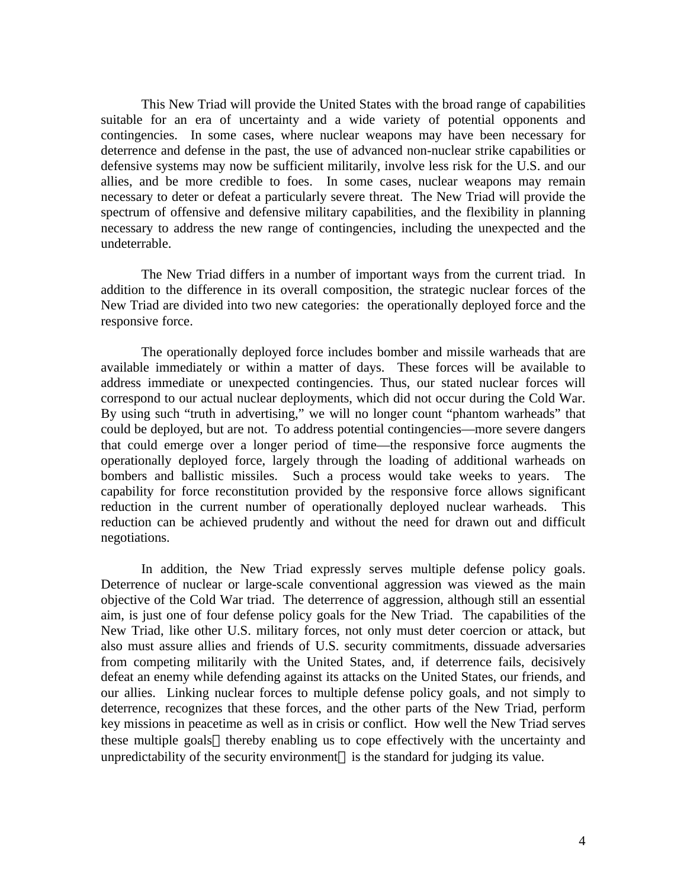This New Triad will provide the United States with the broad range of capabilities suitable for an era of uncertainty and a wide variety of potential opponents and contingencies. In some cases, where nuclear weapons may have been necessary for deterrence and defense in the past, the use of advanced non-nuclear strike capabilities or defensive systems may now be sufficient militarily, involve less risk for the U.S. and our allies, and be more credible to foes. In some cases, nuclear weapons may remain necessary to deter or defeat a particularly severe threat. The New Triad will provide the spectrum of offensive and defensive military capabilities, and the flexibility in planning necessary to address the new range of contingencies, including the unexpected and the undeterrable.

The New Triad differs in a number of important ways from the current triad. In addition to the difference in its overall composition, the strategic nuclear forces of the New Triad are divided into two new categories: the operationally deployed force and the responsive force.

The operationally deployed force includes bomber and missile warheads that are available immediately or within a matter of days. These forces will be available to address immediate or unexpected contingencies. Thus, our stated nuclear forces will correspond to our actual nuclear deployments, which did not occur during the Cold War. By using such "truth in advertising," we will no longer count "phantom warheads" that could be deployed, but are not. To address potential contingencies—more severe dangers that could emerge over a longer period of time—the responsive force augments the operationally deployed force, largely through the loading of additional warheads on bombers and ballistic missiles. Such a process would take weeks to years. The capability for force reconstitution provided by the responsive force allows significant reduction in the current number of operationally deployed nuclear warheads. This reduction can be achieved prudently and without the need for drawn out and difficult negotiations.

In addition, the New Triad expressly serves multiple defense policy goals. Deterrence of nuclear or large-scale conventional aggression was viewed as the main objective of the Cold War triad. The deterrence of aggression, although still an essential aim, is just one of four defense policy goals for the New Triad. The capabilities of the New Triad, like other U.S. military forces, not only must deter coercion or attack, but also must assure allies and friends of U.S. security commitments, dissuade adversaries from competing militarily with the United States, and, if deterrence fails, decisively defeat an enemy while defending against its attacks on the United States, our friends, and our allies. Linking nuclear forces to multiple defense policy goals, and not simply to deterrence, recognizes that these forces, and the other parts of the New Triad, perform key missions in peacetime as well as in crisis or conflict. How well the New Triad serves these multiple goals—thereby enabling us to cope effectively with the uncertainty and unpredictability of the security environment—is the standard for judging its value.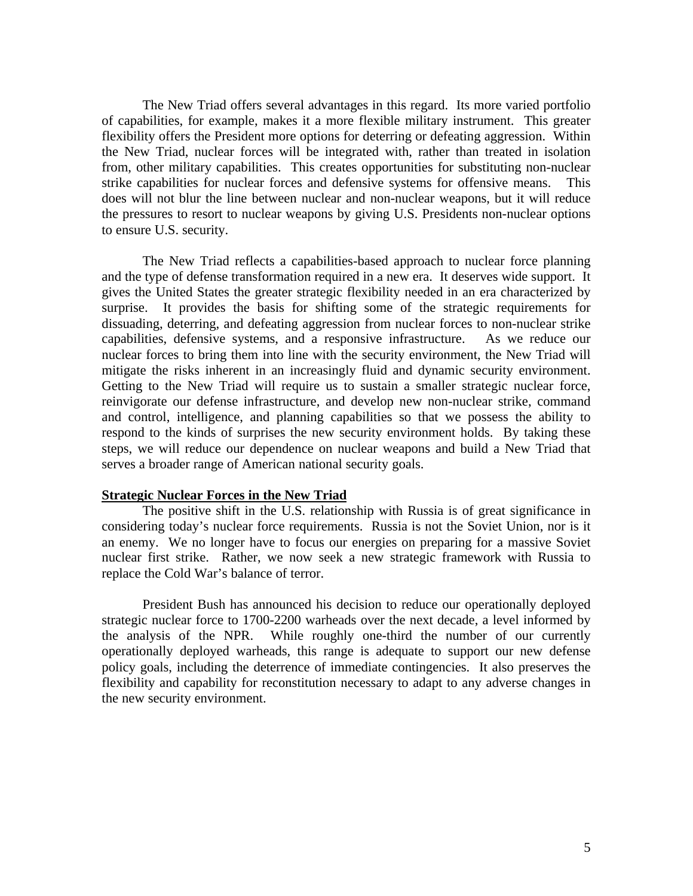The New Triad offers several advantages in this regard. Its more varied portfolio of capabilities, for example, makes it a more flexible military instrument. This greater flexibility offers the President more options for deterring or defeating aggression. Within the New Triad, nuclear forces will be integrated with, rather than treated in isolation from, other military capabilities. This creates opportunities for substituting non-nuclear strike capabilities for nuclear forces and defensive systems for offensive means. This does will not blur the line between nuclear and non-nuclear weapons, but it will reduce the pressures to resort to nuclear weapons by giving U.S. Presidents non-nuclear options to ensure U.S. security.

The New Triad reflects a capabilities-based approach to nuclear force planning and the type of defense transformation required in a new era. It deserves wide support. It gives the United States the greater strategic flexibility needed in an era characterized by surprise. It provides the basis for shifting some of the strategic requirements for dissuading, deterring, and defeating aggression from nuclear forces to non-nuclear strike capabilities, defensive systems, and a responsive infrastructure. As we reduce our nuclear forces to bring them into line with the security environment, the New Triad will mitigate the risks inherent in an increasingly fluid and dynamic security environment. Getting to the New Triad will require us to sustain a smaller strategic nuclear force, reinvigorate our defense infrastructure, and develop new non-nuclear strike, command and control, intelligence, and planning capabilities so that we possess the ability to respond to the kinds of surprises the new security environment holds. By taking these steps, we will reduce our dependence on nuclear weapons and build a New Triad that serves a broader range of American national security goals.

**Strategic Nuclear Forces in the New Triad**

The positive shift in the U.S. relationship with Russia is of great significance in considering today's nuclear force requirements. Russia is not the Soviet Union, nor is it an enemy. We no longer have to focus our energies on preparing for a massive Soviet nuclear first strike. Rather, we now seek a new strategic framework with Russia to replace the Cold War's balance of terror.

President Bush has announced his decision to reduce our operationally deployed strategic nuclear force to 1700-2200 warheads over the next decade, a level informed by the analysis of the NPR. While roughly one-third the number of our currently operationally deployed warheads, this range is adequate to support our new defense policy goals, including the deterrence of immediate contingencies. It also preserves the flexibility and capability for reconstitution necessary to adapt to any adverse changes in the new security environment.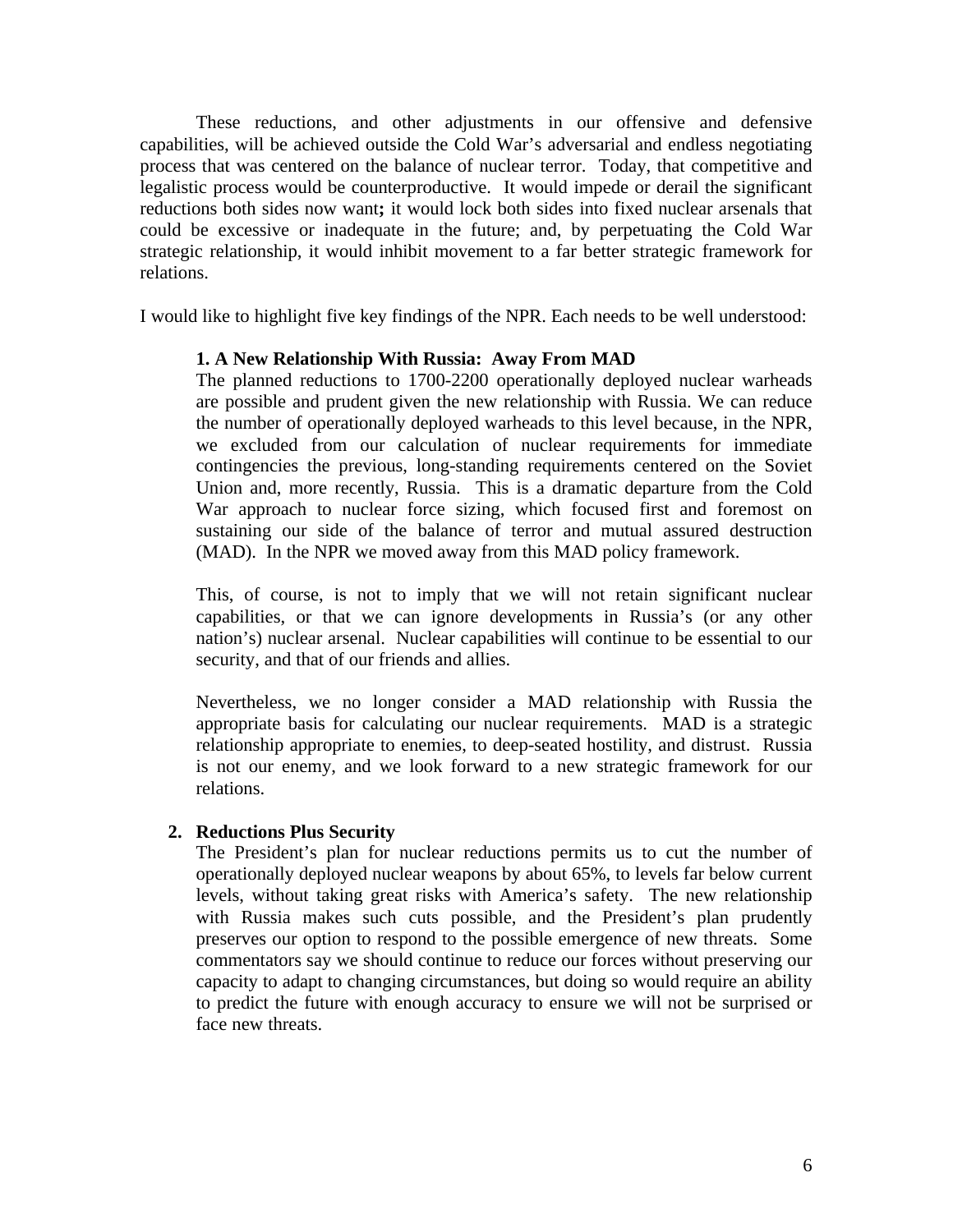These reductions, and other adjustments in our offensive and defensive capabilities, will be achieved outside the Cold War's adversarial and endless negotiating process that was centered on the balance of nuclear terror. Today, that competitive and legalistic process would be counterproductive. It would impede or derail the significant reductions both sides now want**;** it would lock both sides into fixed nuclear arsenals that could be excessive or inadequate in the future; and, by perpetuating the Cold War strategic relationship, it would inhibit movement to a far better strategic framework for relations.

I would like to highlight five key findings of the NPR. Each needs to be well understood:

**1. A New Relationship With Russia: Away From MAD**

The planned reductions to 1700-2200 operationally deployed nuclear warheads are possible and prudent given the new relationship with Russia. We can reduce the number of operationally deployed warheads to this level because, in the NPR, we excluded from our calculation of nuclear requirements for immediate contingencies the previous, long-standing requirements centered on the Soviet Union and, more recently, Russia. This is a dramatic departure from the Cold War approach to nuclear force sizing, which focused first and foremost on sustaining our side of the balance of terror and mutual assured destruction (MAD). In the NPR we moved away from this MAD policy framework.

This, of course, is not to imply that we will not retain significant nuclear capabilities, or that we can ignore developments in Russia's (or any other nation's) nuclear arsenal. Nuclear capabilities will continue to be essential to our security, and that of our friends and allies.

Nevertheless, we no longer consider a MAD relationship with Russia the appropriate basis for calculating our nuclear requirements. MAD is a strategic relationship appropriate to enemies, to deep-seated hostility, and distrust. Russia is not our enemy, and we look forward to a new strategic framework for our relations.

**2. Reductions Plus Security**

The President's plan for nuclear reductions permits us to cut the number of operationally deployed nuclear weapons by about 65%, to levels far below current levels, without taking great risks with America's safety. The new relationship with Russia makes such cuts possible, and the President's plan prudently preserves our option to respond to the possible emergence of new threats. Some commentators say we should continue to reduce our forces without preserving our capacity to adapt to changing circumstances, but doing so would require an ability to predict the future with enough accuracy to ensure we will not be surprised or face new threats.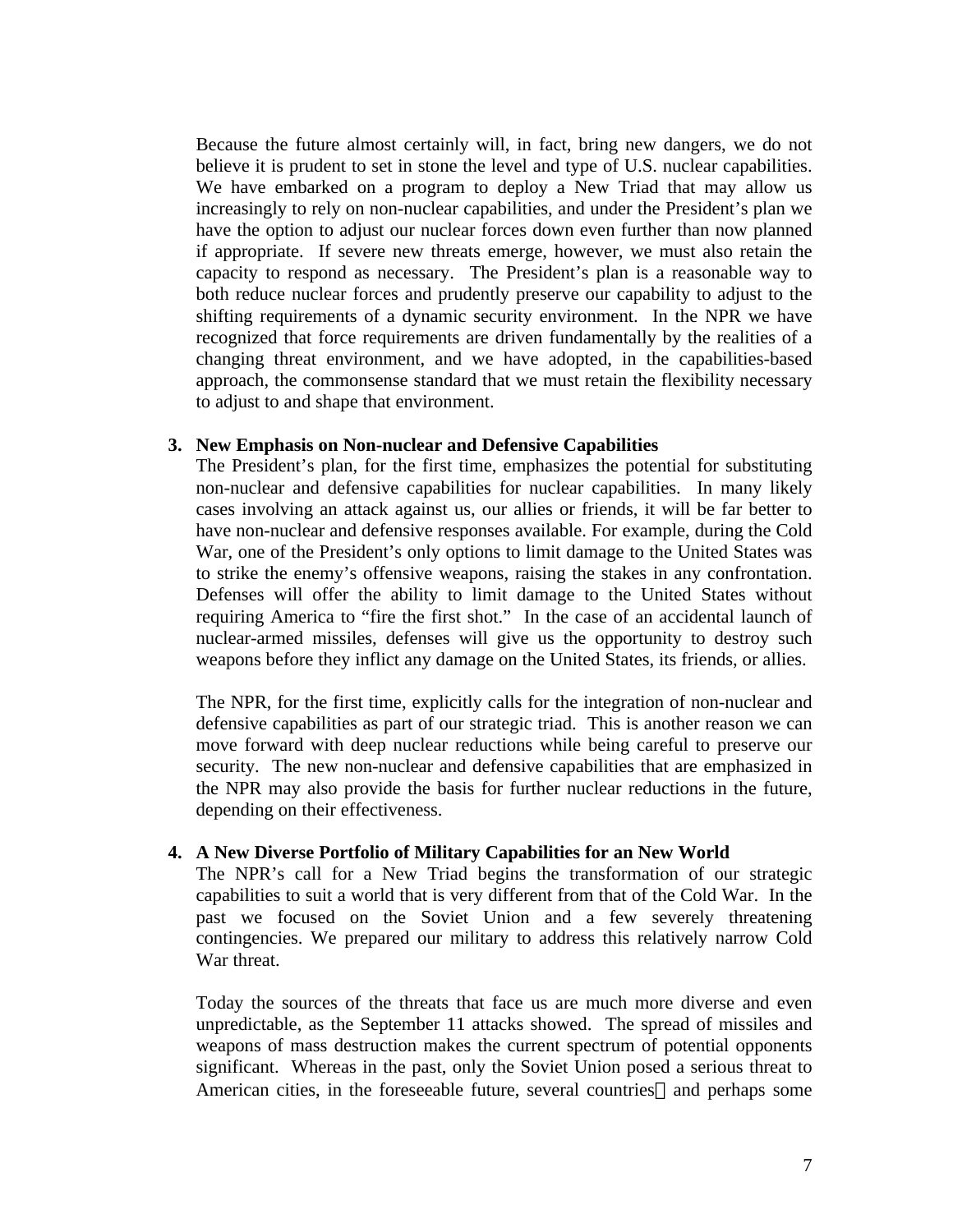Because the future almost certainly will, in fact, bring new dangers, we do not believe it is prudent to set in stone the level and type of U.S. nuclear capabilities. We have embarked on a program to deploy a New Triad that may allow us increasingly to rely on non-nuclear capabilities, and under the President's plan we have the option to adjust our nuclear forces down even further than now planned if appropriate. If severe new threats emerge, however, we must also retain the capacity to respond as necessary. The President's plan is a reasonable way to both reduce nuclear forces and prudently preserve our capability to adjust to the shifting requirements of a dynamic security environment. In the NPR we have recognized that force requirements are driven fundamentally by the realities of a changing threat environment, and we have adopted, in the capabilities-based approach, the commonsense standard that we must retain the flexibility necessary to adjust to and shape that environment.

**3. New Emphasis on Non-nuclear and Defensive Capabilities**

The President's plan, for the first time, emphasizes the potential for substituting non-nuclear and defensive capabilities for nuclear capabilities. In many likely cases involving an attack against us, our allies or friends, it will be far better to have non-nuclear and defensive responses available. For example, during the Cold War, one of the President's only options to limit damage to the United States was to strike the enemy's offensive weapons, raising the stakes in any confrontation. Defenses will offer the ability to limit damage to the United States without requiring America to "fire the first shot." In the case of an accidental launch of nuclear-armed missiles, defenses will give us the opportunity to destroy such weapons before they inflict any damage on the United States, its friends, or allies.

The NPR, for the first time, explicitly calls for the integration of non-nuclear and defensive capabilities as part of our strategic triad. This is another reason we can move forward with deep nuclear reductions while being careful to preserve our security. The new non-nuclear and defensive capabilities that are emphasized in the NPR may also provide the basis for further nuclear reductions in the future, depending on their effectiveness.

**4. A New Diverse Portfolio of Military Capabilities for an New World**

The NPR's call for a New Triad begins the transformation of our strategic capabilities to suit a world that is very different from that of the Cold War. In the past we focused on the Soviet Union and a few severely threatening contingencies. We prepared our military to address this relatively narrow Cold War threat.

Today the sources of the threats that face us are much more diverse and even unpredictable, as the September 11 attacks showed. The spread of missiles and weapons of mass destruction makes the current spectrum of potential opponents significant. Whereas in the past, only the Soviet Union posed a serious threat to American cities, in the foreseeable future, several countries—and perhaps some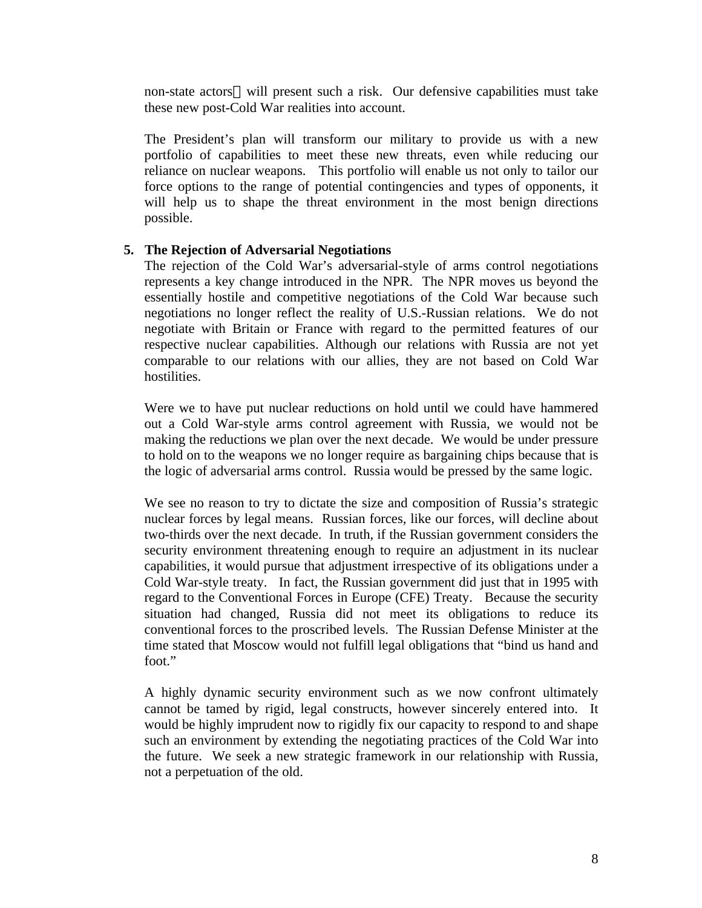non-state actors — will present such a risk. Our defensive capabilities must take these new post-Cold War realities into account.

The President's plan will transform our military to provide us with a new portfolio of capabilities to meet these new threats, even while reducing our reliance on nuclear weapons. This portfolio will enable us not only to tailor our force options to the range of potential contingencies and types of opponents, it will help us to shape the threat environment in the most benign directions possible.

5. **The Rejection of Adversarial Negotiations**

The rejection of the Cold War's adversarial-style of arms control negotiations represents a key change introduced in the NPR. The NPR moves us beyond the essentially hostile and competitive negotiations of the Cold War because such negotiations no longer reflect the reality of U.S.-Russian relations. We do not negotiate with Britain or France with regard to the permitted features of our respective nuclear capabilities. Although our relations with Russia are not yet comparable to our relations with our allies, they are not based on Cold War hostilities.

Were we to have put nuclear reductions on hold until we could have hammered out a Cold War-style arms control agreement with Russia, we would not be making the reductions we plan over the next decade. We would be under pressure to hold on to the weapons we no longer require as bargaining chips because that is the logic of adversarial arms control. Russia would be pressed by the same logic.

We see no reason to try to dictate the size and composition of Russia's strategic nuclear forces by legal means. Russian forces, like our forces, will decline about two-thirds over the next decade. In truth, if the Russian government considers the security environment threatening enough to require an adjustment in its nuclear capabilities, it would pursue that adjustment irrespective of its obligations under a Cold War-style treaty. In fact, the Russian government did just that in 1995 with regard to the Conventional Forces in Europe (CFE) Treaty. Because the security situation had changed, Russia did not meet its obligations to reduce its conventional forces to the proscribed levels. The Russian Defense Minister at the time stated that Moscow would not fulfill legal obligations that "bind us hand and foot."

A highly dynamic security environment such as we now confront ultimately cannot be tamed by rigid, legal constructs, however sincerely entered into. It would be highly imprudent now to rigidly fix our capacity to respond to and shape such an environment by extending the negotiating practices of the Cold War into the future. We seek a new strategic framework in our relationship with Russia, not a perpetuation of the old.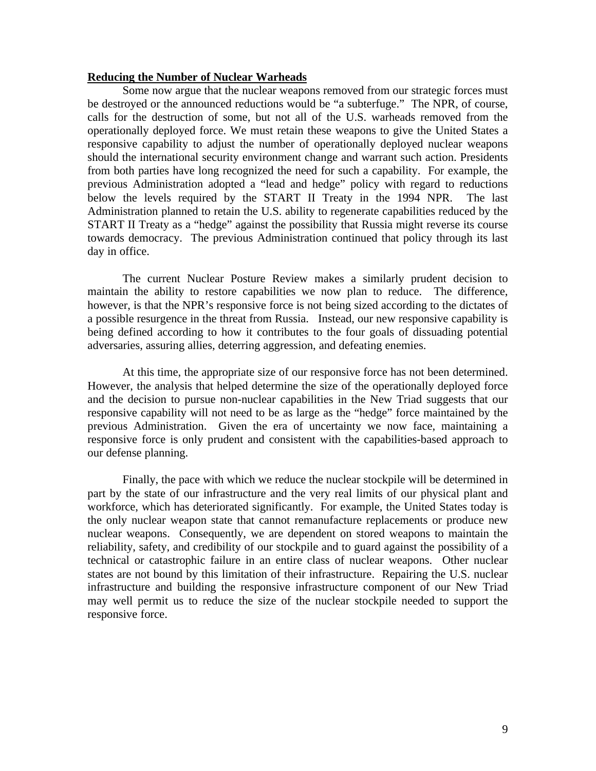**Reducing the Number of Nuclear Warheads**

Some now argue that the nuclear weapons removed from our strategic forces must be destroyed or the announced reductions would be "a subterfuge." The NPR, of course, calls for the destruction of some, but not all of the U.S. warheads removed from the operationally deployed force. We must retain these weapons to give the United States a responsive capability to adjust the number of operationally deployed nuclear weapons should the international security environment change and warrant such action. Presidents from both parties have long recognized the need for such a capability. For example, the previous Administration adopted a "lead and hedge" policy with regard to reductions below the levels required by the START II Treaty in the 1994 NPR. The last Administration planned to retain the U.S. ability to regenerate capabilities reduced by the START II Treaty as a "hedge" against the possibility that Russia might reverse its course towards democracy. The previous Administration continued that policy through its last day in office.

The current Nuclear Posture Review makes a similarly prudent decision to maintain the ability to restore capabilities we now plan to reduce. The difference, however, is that the NPR's responsive force is not being sized according to the dictates of a possible resurgence in the threat from Russia. Instead, our new responsive capability is being defined according to how it contributes to the four goals of dissuading potential adversaries, assuring allies, deterring aggression, and defeating enemies.

At this time, the appropriate size of our responsive force has not been determined. However, the analysis that helped determine the size of the operationally deployed force and the decision to pursue non-nuclear capabilities in the New Triad suggests that our responsive capability will not need to be as large as the "hedge" force maintained by the previous Administration. Given the era of uncertainty we now face, maintaining a responsive force is only prudent and consistent with the capabilities-based approach to our defense planning.

Finally, the pace with which we reduce the nuclear stockpile will be determined in part by the state of our infrastructure and the very real limits of our physical plant and workforce, which has deteriorated significantly. For example, the United States today is the only nuclear weapon state that cannot remanufacture replacements or produce new nuclear weapons. Consequently, we are dependent on stored weapons to maintain the reliability, safety, and credibility of our stockpile and to guard against the possibility of a technical or catastrophic failure in an entire class of nuclear weapons. Other nuclear states are not bound by this limitation of their infrastructure. Repairing the U.S. nuclear infrastructure and building the responsive infrastructure component of our New Triad may well permit us to reduce the size of the nuclear stockpile needed to support the responsive force.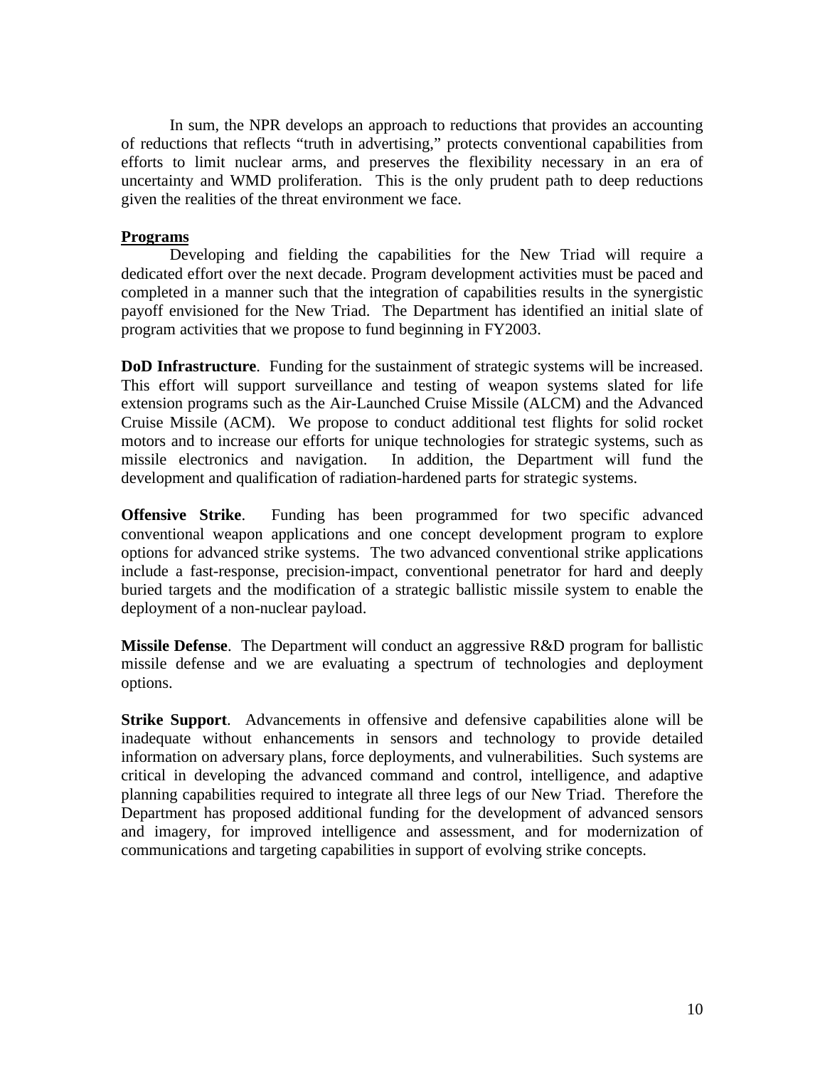In sum, the NPR develops an approach to reductions that provides an accounting of reductions that reflects "truth in advertising," protects conventional capabilities from efforts to limit nuclear arms, and preserves the flexibility necessary in an era of uncertainty and WMD proliferation. This is the only prudent path to deep reductions given the realities of the threat environment we face.

## Programs

Developing and fielding the capabilities for the New Triad will require a dedicated effort over the next decade. Program development activities must be paced and completed in a manner such that the integration of capabilities results in the synergistic payoff envisioned for the New Triad. The Department has identified an initial slate of program activities that we propose to fund beginning in FY2003.

**DoD Infrastructure**. Funding for the sustainment of strategic systems will be increased. This effort will support surveillance and testing of weapon systems slated for life extension programs such as the Air-Launched Cruise Missile (ALCM) and the Advanced Cruise Missile (ACM). We propose to conduct additional test flights for solid rocket motors and to increase our efforts for unique technologies for strategic systems, such as missile electronics and navigation. In addition, the Department will fund the development and qualification of radiation-hardened parts for strategic systems.

**Offensive Strike**. Funding has been programmed for two specific advanced conventional weapon applications and one concept development program to explore options for advanced strike systems. The two advanced conventional strike applications include a fast-response, precision-impact, conventional penetrator for hard and deeply buried targets and the modification of a strategic ballistic missile system to enable the deployment of a non-nuclear payload.

**Missile Defense**. The Department will conduct an aggressive R&D program for ballistic missile defense and we are evaluating a spectrum of technologies and deployment options.

**Strike Support**. Advancements in offensive and defensive capabilities alone will be inadequate without enhancements in sensors and technology to provide detailed information on adversary plans, force deployments, and vulnerabilities. Such systems are critical in developing the advanced command and control, intelligence, and adaptive planning capabilities required to integrate all three legs of our New Triad. Therefore the Department has proposed additional funding for the development of advanced sensors and imagery, for improved intelligence and assessment, and for modernization of communications and targeting capabilities in support of evolving strike concepts.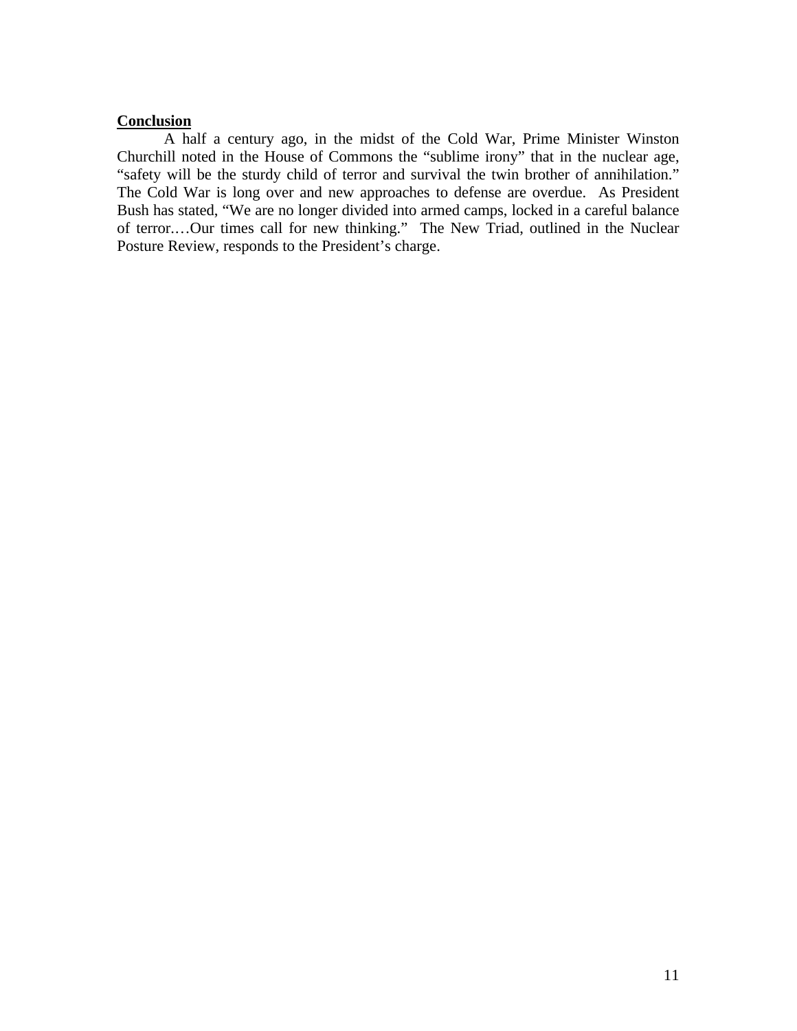**<u>Conclusion</u>**

A half a century ago, in the midst of the Cold War, Prime Minister Winston Churchill noted in the House of Commons the “sublime irony” that in the nuclear age, “safety will be the sturdy child of terror and survival the twin brother of annihilation.” The Cold War is long over and new approaches to defense are overdue. As President Bush has stated, “We are no longer divided into armed camps, locked in a careful balance of terror.…Our times call for new thinking.” The New Triad, outlined in the Nuclear Posture Review, responds to the President’s charge.